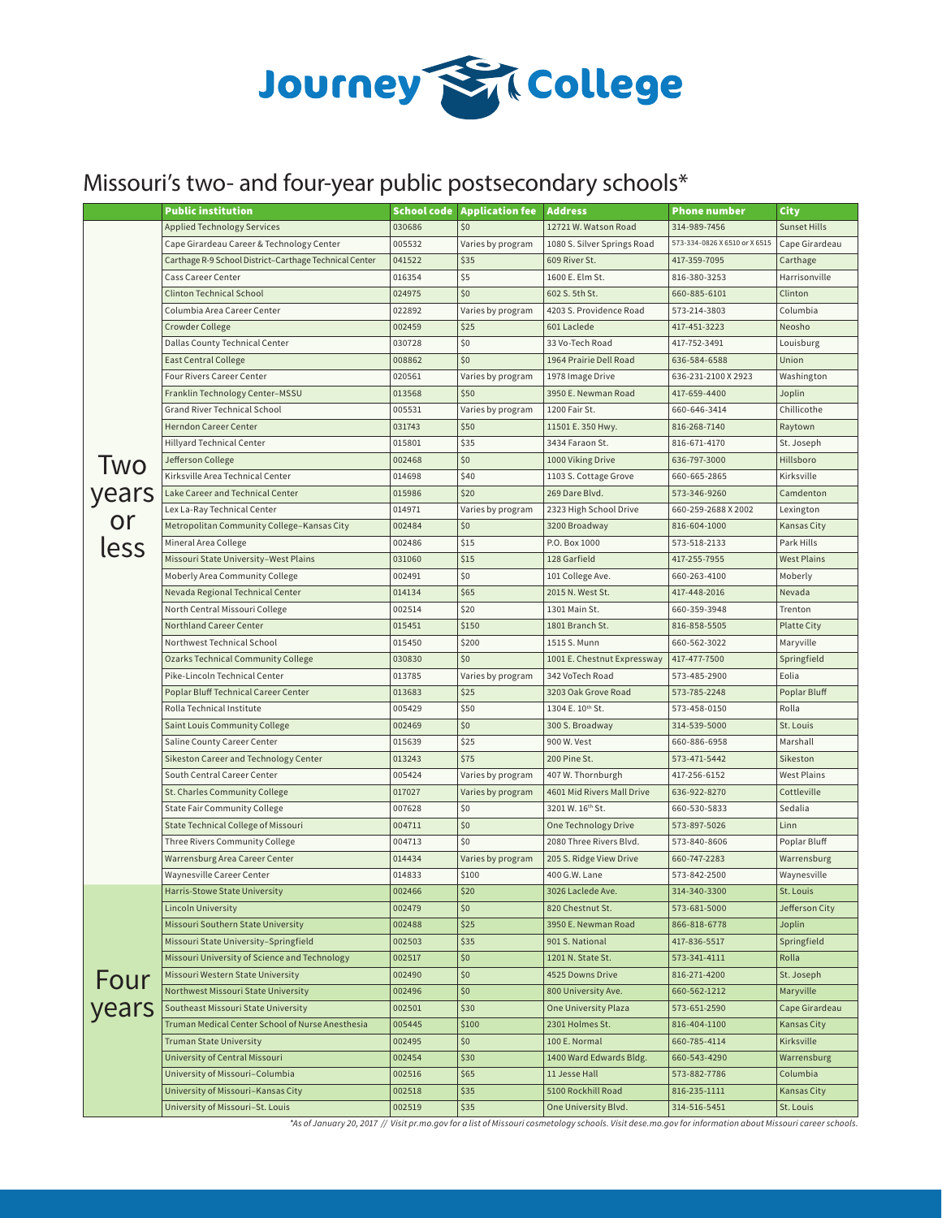# Journey College

## Missouri's two- and four-year public postsecondary schools*

| | Public institution | School code | Application fee | Address | Phone number | City |
|---|---|---|---|---|---|---|
| Two years or less | Applied Technology Services | 030686 | $0 | 12721 W. Watson Road | 314-989-7456 | Sunset Hills |
| | Cape Girardeau Career & Technology Center | 005532 | Varies by program | 1080 S. Silver Springs Road | 573-334-0826 X 6510 or X 6515 | Cape Girardeau |
| | Carthage R-9 School District–Carthage Technical Center | 041522 | $35 | 609 River St. | 417-359-7095 | Carthage |
| | Cass Career Center | 016354 | $5 | 1600 E. Elm St. | 816-380-3253 | Harrisonville |
| | Clinton Technical School | 024975 | $0 | 602 S. 5th St. | 660-885-6101 | Clinton |
| | Columbia Area Career Center | 022892 | Varies by program | 4203 S. Providence Road | 573-214-3803 | Columbia |
| | Crowder College | 002459 | $25 | 601 Laclede | 417-451-3223 | Neosho |
| | Dallas County Technical Center | 030728 | $0 | 33 Vo-Tech Road | 417-752-3491 | Louisburg |
| | East Central College | 008862 | $0 | 1964 Prairie Dell Road | 636-584-6588 | Union |
| | Four Rivers Career Center | 020561 | Varies by program | 1978 Image Drive | 636-231-2100 X 2923 | Washington |
| | Franklin Technology Center–MSSU | 013568 | $50 | 3950 E. Newman Road | 417-659-4400 | Joplin |
| | Grand River Technical School | 005531 | Varies by program | 1200 Fair St. | 660-646-3414 | Chillicothe |
| | Herndon Career Center | 031743 | $50 | 11501 E. 350 Hwy. | 816-268-7140 | Raytown |
| | Hillyard Technical Center | 015801 | $35 | 3434 Faraon St. | 816-671-4170 | St. Joseph |
| | Jefferson College | 002468 | $0 | 1000 Viking Drive | 636-797-3000 | Hillsboro |
| | Kirksville Area Technical Center | 014698 | $40 | 1103 S. Cottage Grove | 660-665-2865 | Kirksville |
| | Lake Career and Technical Center | 015986 | $20 | 269 Dare Blvd. | 573-346-9260 | Camdenton |
| | Lex La-Ray Technical Center | 014971 | Varies by program | 2323 High School Drive | 660-259-2688 X 2002 | Lexington |
| | Metropolitan Community College–Kansas City | 002484 | $0 | 3200 Broadway | 816-604-1000 | Kansas City |
| | Mineral Area College | 002486 | $15 | P.O. Box 1000 | 573-518-2133 | Park Hills |
| | Missouri State University–West Plains | 031060 | $15 | 128 Garfield | 417-255-7955 | West Plains |
| | Moberly Area Community College | 002491 | $0 | 101 College Ave. | 660-263-4100 | Moberly |
| | Nevada Regional Technical Center | 014134 | $65 | 2015 N. West St. | 417-448-2016 | Nevada |
| | North Central Missouri College | 002514 | $20 | 1301 Main St. | 660-359-3948 | Trenton |
| | Northland Career Center | 015451 | $150 | 1801 Branch St. | 816-858-5505 | Platte City |
| | Northwest Technical School | 015450 | $200 | 1515 S. Munn | 660-562-3022 | Maryville |
| | Ozarks Technical Community College | 030830 | $0 | 1001 E. Chestnut Expressway | 417-477-7500 | Springfield |
| | Pike-Lincoln Technical Center | 013785 | Varies by program | 342 VoTech Road | 573-485-2900 | Eolia |
| | Poplar Bluff Technical Career Center | 013683 | $25 | 3203 Oak Grove Road | 573-785-2248 | Poplar Bluff |
| | Rolla Technical Institute | 005429 | $50 | 1304 E. 10th St. | 573-458-0150 | Rolla |
| | Saint Louis Community College | 002469 | $0 | 300 S. Broadway | 314-539-5000 | St. Louis |
| | Saline County Career Center | 015639 | $25 | 900 W. Vest | 660-886-6958 | Marshall |
| | Sikeston Career and Technology Center | 013243 | $75 | 200 Pine St. | 573-471-5442 | Sikeston |
| | South Central Career Center | 005424 | Varies by program | 407 W. Thornburgh | 417-256-6152 | West Plains |
| | St. Charles Community College | 017027 | Varies by program | 4601 Mid Rivers Mall Drive | 636-922-8270 | Cottleville |
| | State Fair Community College | 007628 | $0 | 3201 W. 16th St. | 660-530-5833 | Sedalia |
| | State Technical College of Missouri | 004711 | $0 | One Technology Drive | 573-897-5026 | Linn |
| | Three Rivers Community College | 004713 | $0 | 2080 Three Rivers Blvd. | 573-840-8606 | Poplar Bluff |
| | Warrensburg Area Career Center | 014434 | Varies by program | 205 S. Ridge View Drive | 660-747-2283 | Warrensburg |
| | Waynesville Career Center | 014833 | $100 | 400 G.W. Lane | 573-842-2500 | Waynesville |
| Four years | Harris-Stowe State University | 002466 | $20 | 3026 Laclede Ave. | 314-340-3300 | St. Louis |
| | Lincoln University | 002479 | $0 | 820 Chestnut St. | 573-681-5000 | Jefferson City |
| | Missouri Southern State University | 002488 | $25 | 3950 E. Newman Road | 866-818-6778 | Joplin |
| | Missouri State University–Springfield | 002503 | $35 | 901 S. National | 417-836-5517 | Springfield |
| | Missouri University of Science and Technology | 002517 | $0 | 1201 N. State St. | 573-341-4111 | Rolla |
| | Missouri Western State University | 002490 | $0 | 4525 Downs Drive | 816-271-4200 | St. Joseph |
| | Northwest Missouri State University | 002496 | $0 | 800 University Ave. | 660-562-1212 | Maryville |
| | Southeast Missouri State University | 002501 | $30 | One University Plaza | 573-651-2590 | Cape Girardeau |
| | Truman Medical Center School of Nurse Anesthesia | 005445 | $100 | 2301 Holmes St. | 816-404-1100 | Kansas City |
| | Truman State University | 002495 | $0 | 100 E. Normal | 660-785-4114 | Kirksville |
| | University of Central Missouri | 002454 | $30 | 1400 Ward Edwards Bldg. | 660-543-4290 | Warrensburg |
| | University of Missouri–Columbia | 002516 | $65 | 11 Jesse Hall | 573-882-7786 | Columbia |
| | University of Missouri–Kansas City | 002518 | $35 | 5100 Rockhill Road | 816-235-1111 | Kansas City |
| | University of Missouri–St. Louis | 002519 | $35 | One University Blvd. | 314-516-5451 | St. Louis |

*As of January 20, 2017 // Visit pr.mo.gov for a list of Missouri cosmetology schools. Visit dese.mo.gov for information about Missouri career schools.*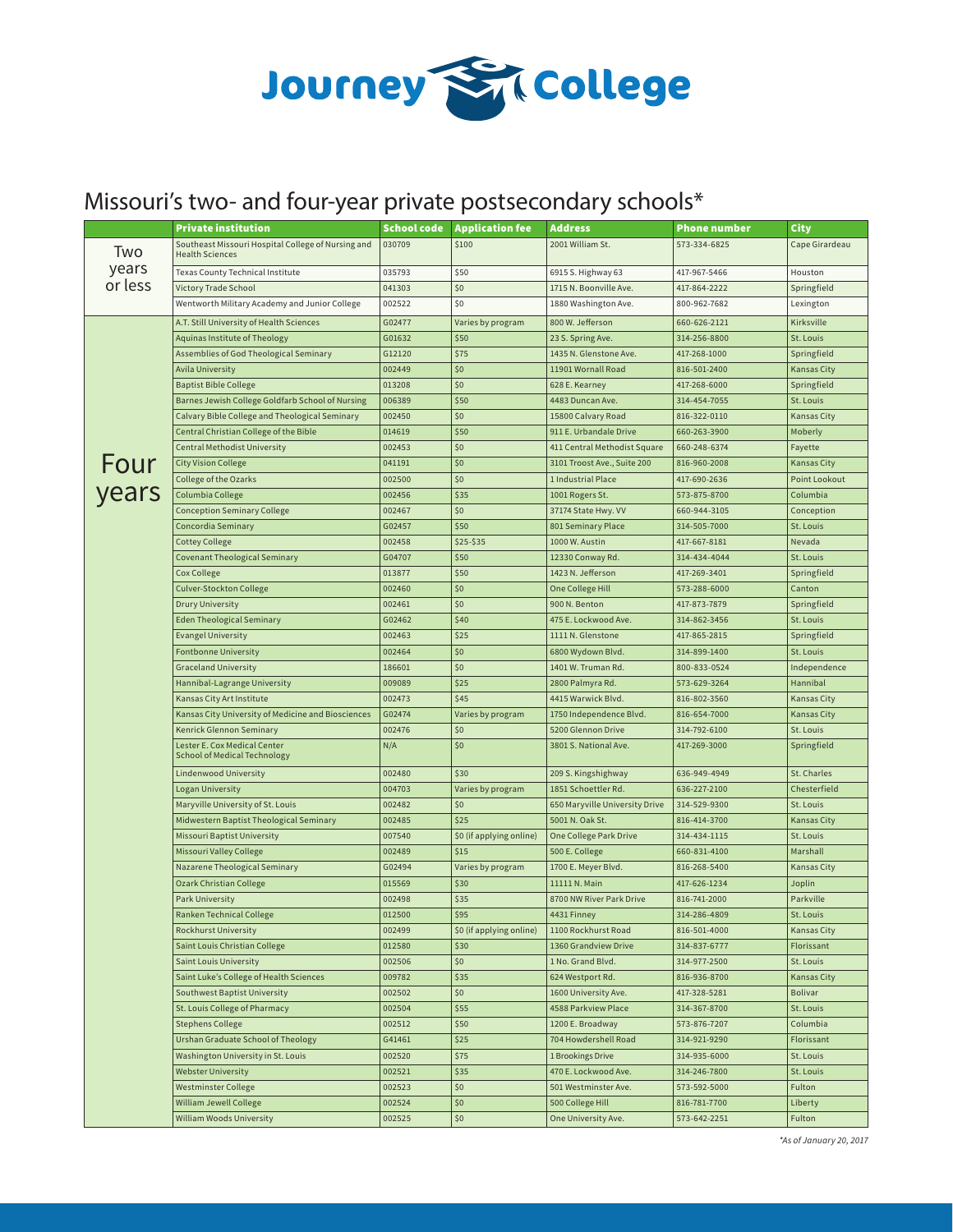# Journey College

## Missouri's two- and four-year private postsecondary schools*

| | Private institution | School code | Application fee | Address | Phone number | City |
|---|---|---|---|---|---|---|
| Two years or less | Southeast Missouri Hospital College of Nursing and Health Sciences | 030709 | $100 | 2001 William St. | 573-334-6825 | Cape Girardeau |
| | Texas County Technical Institute | 035793 | $50 | 6915 S. Highway 63 | 417-967-5466 | Houston |
| | Victory Trade School | 041303 | $0 | 1715 N. Boonville Ave. | 417-864-2222 | Springfield |
| | Wentworth Military Academy and Junior College | 002522 | $0 | 1880 Washington Ave. | 800-962-7682 | Lexington |
| Four years | A.T. Still University of Health Sciences | G02477 | Varies by program | 800 W. Jefferson | 660-626-2121 | Kirksville |
| | Aquinas Institute of Theology | G01632 | $50 | 23 S. Spring Ave. | 314-256-8800 | St. Louis |
| | Assemblies of God Theological Seminary | G12120 | $75 | 1435 N. Glenstone Ave. | 417-268-1000 | Springfield |
| | Avila University | 002449 | $0 | 11901 Wornall Road | 816-501-2400 | Kansas City |
| | Baptist Bible College | 013208 | $0 | 628 E. Kearney | 417-268-6000 | Springfield |
| | Barnes Jewish College Goldfarb School of Nursing | 006389 | $50 | 4483 Duncan Ave. | 314-454-7055 | St. Louis |
| | Calvary Bible College and Theological Seminary | 002450 | $0 | 15800 Calvary Road | 816-322-0110 | Kansas City |
| | Central Christian College of the Bible | 014619 | $50 | 911 E. Urbandale Drive | 660-263-3900 | Moberly |
| | Central Methodist University | 002453 | $0 | 411 Central Methodist Square | 660-248-6374 | Fayette |
| | City Vision College | 041191 | $0 | 3101 Troost Ave., Suite 200 | 816-960-2008 | Kansas City |
| | College of the Ozarks | 002500 | $0 | 1 Industrial Place | 417-690-2636 | Point Lookout |
| | Columbia College | 002456 | $35 | 1001 Rogers St. | 573-875-8700 | Columbia |
| | Conception Seminary College | 002467 | $0 | 37174 State Hwy. VV | 660-944-3105 | Conception |
| | Concordia Seminary | G02457 | $50 | 801 Seminary Place | 314-505-7000 | St. Louis |
| | Cottey College | 002458 | $25-$35 | 1000 W. Austin | 417-667-8181 | Nevada |
| | Covenant Theological Seminary | G04707 | $50 | 12330 Conway Rd. | 314-434-4044 | St. Louis |
| | Cox College | 013877 | $50 | 1423 N. Jefferson | 417-269-3401 | Springfield |
| | Culver-Stockton College | 002460 | $0 | One College Hill | 573-288-6000 | Canton |
| | Drury University | 002461 | $0 | 900 N. Benton | 417-873-7879 | Springfield |
| | Eden Theological Seminary | G02462 | $40 | 475 E. Lockwood Ave. | 314-862-3456 | St. Louis |
| | Evangel University | 002463 | $25 | 1111 N. Glenstone | 417-865-2815 | Springfield |
| | Fontbonne University | 002464 | $0 | 6800 Wydown Blvd. | 314-899-1400 | St. Louis |
| | Graceland University | 186601 | $0 | 1401 W. Truman Rd. | 800-833-0524 | Independence |
| | Hannibal-Lagrange University | 009089 | $25 | 2800 Palmyra Rd. | 573-629-3264 | Hannibal |
| | Kansas City Art Institute | 002473 | $45 | 4415 Warwick Blvd. | 816-802-3560 | Kansas City |
| | Kansas City University of Medicine and Biosciences | G02474 | Varies by program | 1750 Independence Blvd. | 816-654-7000 | Kansas City |
| | Kenrick Glennon Seminary | 002476 | $0 | 5200 Glennon Drive | 314-792-6100 | St. Louis |
| | Lester E. Cox Medical Center School of Medical Technology | N/A | $0 | 3801 S. National Ave. | 417-269-3000 | Springfield |
| | Lindenwood University | 002480 | $30 | 209 S. Kingshighway | 636-949-4949 | St. Charles |
| | Logan University | 004703 | Varies by program | 1851 Schoettler Rd. | 636-227-2100 | Chesterfield |
| | Maryville University of St. Louis | 002482 | $0 | 650 Maryville University Drive | 314-529-9300 | St. Louis |
| | Midwestern Baptist Theological Seminary | 002485 | $25 | 5001 N. Oak St. | 816-414-3700 | Kansas City |
| | Missouri Baptist University | 007540 | $0 (if applying online) | One College Park Drive | 314-434-1115 | St. Louis |
| | Missouri Valley College | 002489 | $15 | 500 E. College | 660-831-4100 | Marshall |
| | Nazarene Theological Seminary | G02494 | Varies by program | 1700 E. Meyer Blvd. | 816-268-5400 | Kansas City |
| | Ozark Christian College | 015569 | $30 | 11111 N. Main | 417-626-1234 | Joplin |
| | Park University | 002498 | $35 | 8700 NW River Park Drive | 816-741-2000 | Parkville |
| | Ranken Technical College | 012500 | $95 | 4431 Finney | 314-286-4809 | St. Louis |
| | Rockhurst University | 002499 | $0 (if applying online) | 1100 Rockhurst Road | 816-501-4000 | Kansas City |
| | Saint Louis Christian College | 012580 | $30 | 1360 Grandview Drive | 314-837-6777 | Florissant |
| | Saint Louis University | 002506 | $0 | 1 No. Grand Blvd. | 314-977-2500 | St. Louis |
| | Saint Luke's College of Health Sciences | 009782 | $35 | 624 Westport Rd. | 816-936-8700 | Kansas City |
| | Southwest Baptist University | 002502 | $0 | 1600 University Ave. | 417-328-5281 | Bolivar |
| | St. Louis College of Pharmacy | 002504 | $55 | 4588 Parkview Place | 314-367-8700 | St. Louis |
| | Stephens College | 002512 | $50 | 1200 E. Broadway | 573-876-7207 | Columbia |
| | Urshan Graduate School of Theology | G41461 | $25 | 704 Howdershell Road | 314-921-9290 | Florissant |
| | Washington University in St. Louis | 002520 | $75 | 1 Brookings Drive | 314-935-6000 | St. Louis |
| | Webster University | 002521 | $35 | 470 E. Lockwood Ave. | 314-246-7800 | St. Louis |
| | Westminster College | 002523 | $0 | 501 Westminster Ave. | 573-592-5000 | Fulton |
| | William Jewell College | 002524 | $0 | 500 College Hill | 816-781-7700 | Liberty |
| | William Woods University | 002525 | $0 | One University Ave. | 573-642-2251 | Fulton |

*As of January 20, 2017*